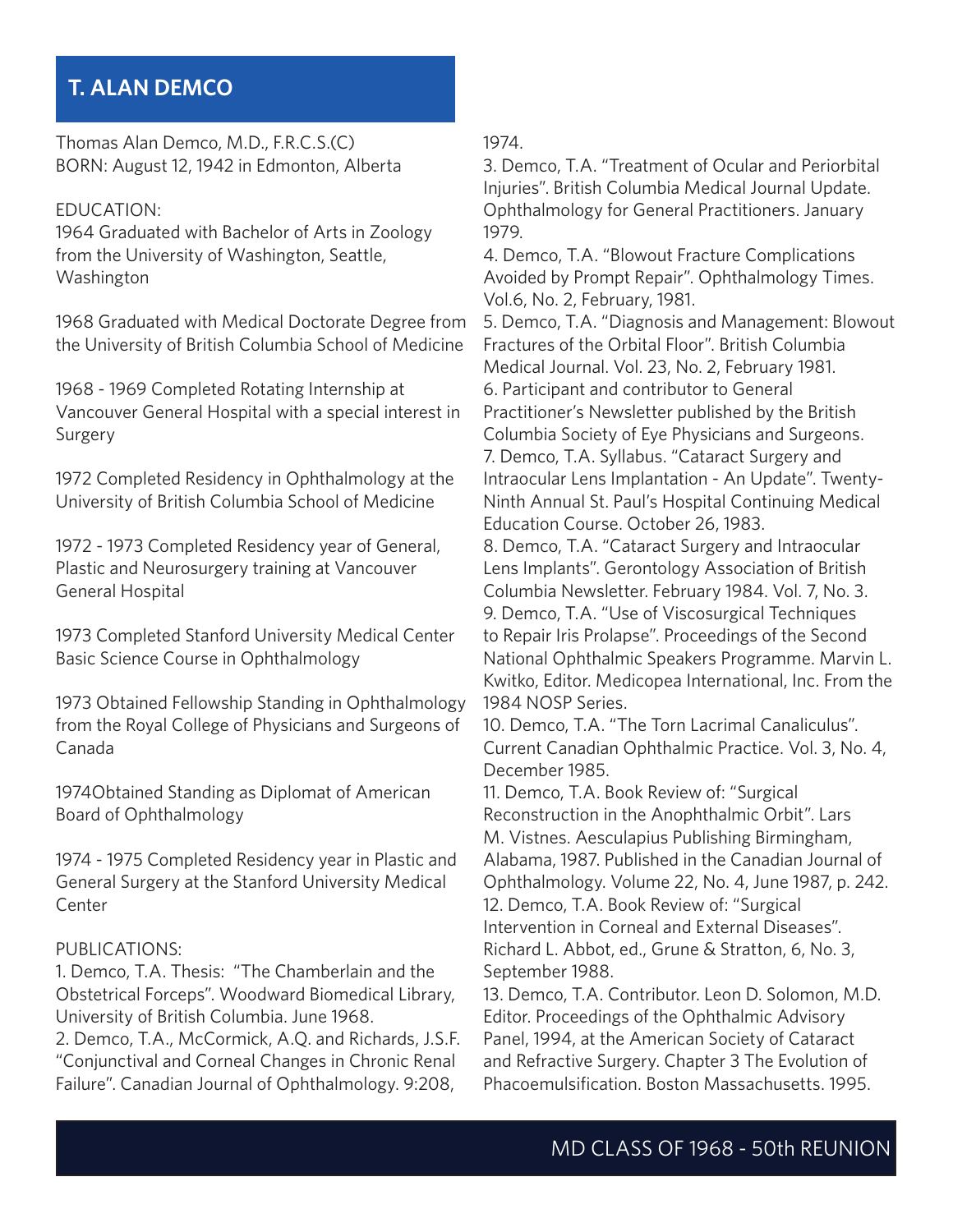## T. ALAN DEMCO

Thomas Alan Demco, M.D., F.R.C.S.(C)
BORN: August 12, 1942 in Edmonton, Alberta

EDUCATION:
1964 Graduated with Bachelor of Arts in Zoology from the University of Washington, Seattle, Washington

1968 Graduated with Medical Doctorate Degree from the University of British Columbia School of Medicine

1968 - 1969 Completed Rotating Internship at Vancouver General Hospital with a special interest in Surgery

1972 Completed Residency in Ophthalmology at the University of British Columbia School of Medicine

1972 - 1973 Completed Residency year of General, Plastic and Neurosurgery training at Vancouver General Hospital

1973 Completed Stanford University Medical Center Basic Science Course in Ophthalmology

1973 Obtained Fellowship Standing in Ophthalmology from the Royal College of Physicians and Surgeons of Canada

1974Obtained Standing as Diplomat of American Board of Ophthalmology

1974 - 1975 Completed Residency year in Plastic and General Surgery at the Stanford University Medical Center

PUBLICATIONS:
1. Demco, T.A. Thesis: "The Chamberlain and the Obstetrical Forceps". Woodward Biomedical Library, University of British Columbia. June 1968.
2. Demco, T.A., McCormick, A.Q. and Richards, J.S.F. "Conjunctival and Corneal Changes in Chronic Renal Failure". Canadian Journal of Ophthalmology. 9:208, 1974.
3. Demco, T.A. "Treatment of Ocular and Periorbital Injuries". British Columbia Medical Journal Update. Ophthalmology for General Practitioners. January 1979.
4. Demco, T.A. "Blowout Fracture Complications Avoided by Prompt Repair". Ophthalmology Times. Vol.6, No. 2, February, 1981.
5. Demco, T.A. "Diagnosis and Management: Blowout Fractures of the Orbital Floor". British Columbia Medical Journal. Vol. 23, No. 2, February 1981.
6. Participant and contributor to General Practitioner's Newsletter published by the British Columbia Society of Eye Physicians and Surgeons.
7. Demco, T.A. Syllabus. "Cataract Surgery and Intraocular Lens Implantation - An Update". Twenty-Ninth Annual St. Paul's Hospital Continuing Medical Education Course. October 26, 1983.
8. Demco, T.A. "Cataract Surgery and Intraocular Lens Implants". Gerontology Association of British Columbia Newsletter. February 1984. Vol. 7, No. 3.
9. Demco, T.A. "Use of Viscosurgical Techniques to Repair Iris Prolapse". Proceedings of the Second National Ophthalmic Speakers Programme. Marvin L. Kwitko, Editor. Medicopea International, Inc. From the 1984 NOSP Series.
10. Demco, T.A. "The Torn Lacrimal Canaliculus". Current Canadian Ophthalmic Practice. Vol. 3, No. 4, December 1985.
11. Demco, T.A. Book Review of: "Surgical Reconstruction in the Anophthalmic Orbit". Lars M. Vistnes. Aesculapius Publishing Birmingham, Alabama, 1987. Published in the Canadian Journal of Ophthalmology. Volume 22, No. 4, June 1987, p. 242.
12. Demco, T.A. Book Review of: "Surgical Intervention in Corneal and External Diseases". Richard L. Abbot, ed., Grune & Stratton, 6, No. 3, September 1988.
13. Demco, T.A. Contributor. Leon D. Solomon, M.D. Editor. Proceedings of the Ophthalmic Advisory Panel, 1994, at the American Society of Cataract and Refractive Surgery. Chapter 3 The Evolution of Phacoemulsification. Boston Massachusetts. 1995.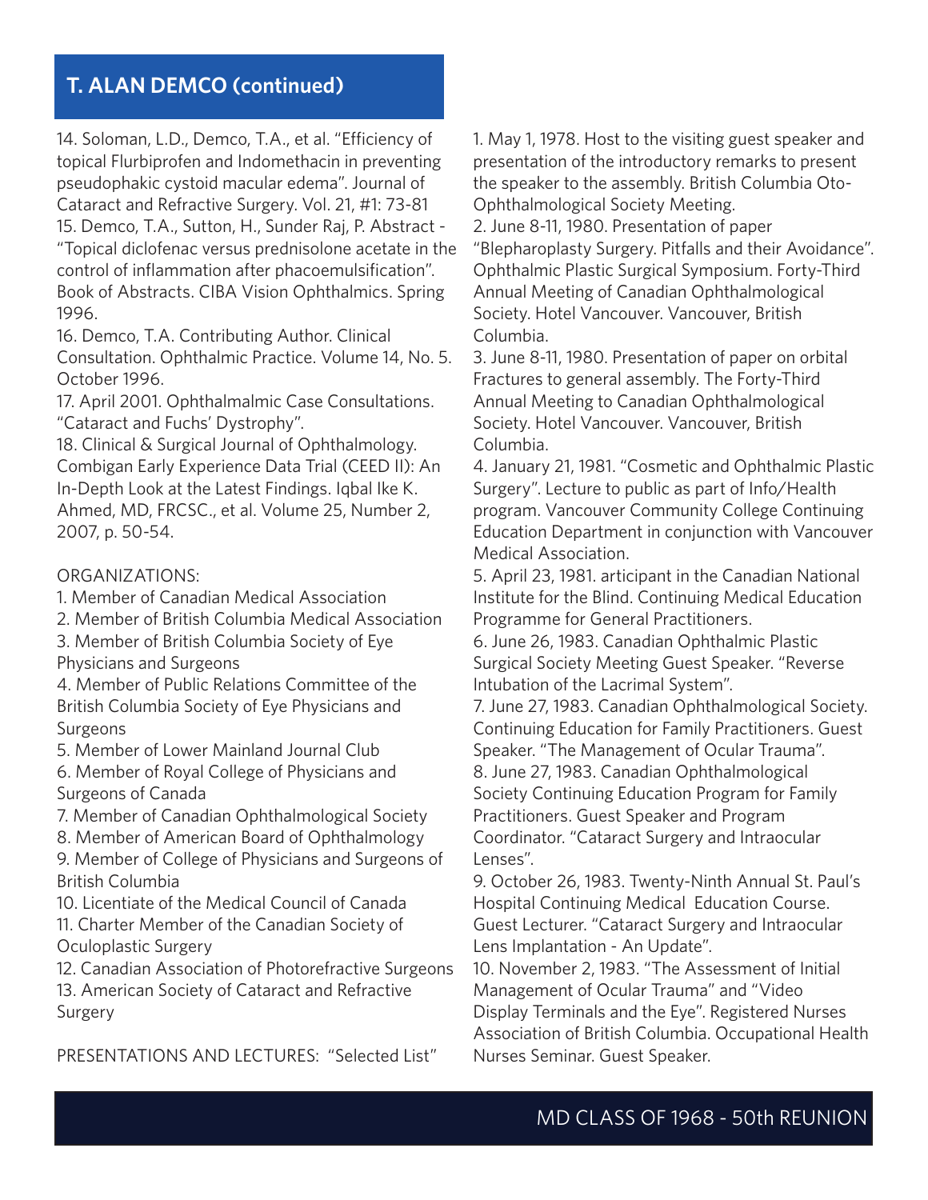## T. ALAN DEMCO (continued)

14. Soloman, L.D., Demco, T.A., et al. "Efficiency of topical Flurbiprofen and Indomethacin in preventing pseudophakic cystoid macular edema". Journal of Cataract and Refractive Surgery. Vol. 21, #1: 73-81
15. Demco, T.A., Sutton, H., Sunder Raj, P. Abstract - "Topical diclofenac versus prednisolone acetate in the control of inflammation after phacoemulsification". Book of Abstracts. CIBA Vision Ophthalmics. Spring 1996.
16. Demco, T.A. Contributing Author. Clinical Consultation. Ophthalmic Practice. Volume 14, No. 5. October 1996.
17. April 2001. Ophthalmalmic Case Consultations. "Cataract and Fuchs' Dystrophy".
18. Clinical & Surgical Journal of Ophthalmology. Combigan Early Experience Data Trial (CEED II): An In-Depth Look at the Latest Findings. Iqbal Ike K. Ahmed, MD, FRCSC., et al. Volume 25, Number 2, 2007, p. 50-54.

ORGANIZATIONS:

1. Member of Canadian Medical Association
2. Member of British Columbia Medical Association
3. Member of British Columbia Society of Eye Physicians and Surgeons
4. Member of Public Relations Committee of the British Columbia Society of Eye Physicians and Surgeons
5. Member of Lower Mainland Journal Club
6. Member of Royal College of Physicians and Surgeons of Canada
7. Member of Canadian Ophthalmological Society
8. Member of American Board of Ophthalmology
9. Member of College of Physicians and Surgeons of British Columbia
10. Licentiate of the Medical Council of Canada
11. Charter Member of the Canadian Society of Oculoplastic Surgery
12. Canadian Association of Photorefractive Surgeons
13. American Society of Cataract and Refractive Surgery

PRESENTATIONS AND LECTURES: "Selected List"

1. May 1, 1978. Host to the visiting guest speaker and presentation of the introductory remarks to present the speaker to the assembly. British Columbia Oto-Ophthalmological Society Meeting.
2. June 8-11, 1980. Presentation of paper "Blepharoplasty Surgery. Pitfalls and their Avoidance". Ophthalmic Plastic Surgical Symposium. Forty-Third Annual Meeting of Canadian Ophthalmological Society. Hotel Vancouver. Vancouver, British Columbia.
3. June 8-11, 1980. Presentation of paper on orbital Fractures to general assembly. The Forty-Third Annual Meeting to Canadian Ophthalmological Society. Hotel Vancouver. Vancouver, British Columbia.
4. January 21, 1981. "Cosmetic and Ophthalmic Plastic Surgery". Lecture to public as part of Info/Health program. Vancouver Community College Continuing Education Department in conjunction with Vancouver Medical Association.
5. April 23, 1981. articipant in the Canadian National Institute for the Blind. Continuing Medical Education Programme for General Practitioners.
6. June 26, 1983. Canadian Ophthalmic Plastic Surgical Society Meeting Guest Speaker. "Reverse Intubation of the Lacrimal System".
7. June 27, 1983. Canadian Ophthalmological Society. Continuing Education for Family Practitioners. Guest Speaker. "The Management of Ocular Trauma".
8. June 27, 1983. Canadian Ophthalmological Society Continuing Education Program for Family Practitioners. Guest Speaker and Program Coordinator. "Cataract Surgery and Intraocular Lenses".
9. October 26, 1983. Twenty-Ninth Annual St. Paul's Hospital Continuing Medical Education Course. Guest Lecturer. "Cataract Surgery and Intraocular Lens Implantation - An Update".
10. November 2, 1983. "The Assessment of Initial Management of Ocular Trauma" and "Video Display Terminals and the Eye". Registered Nurses Association of British Columbia. Occupational Health Nurses Seminar. Guest Speaker.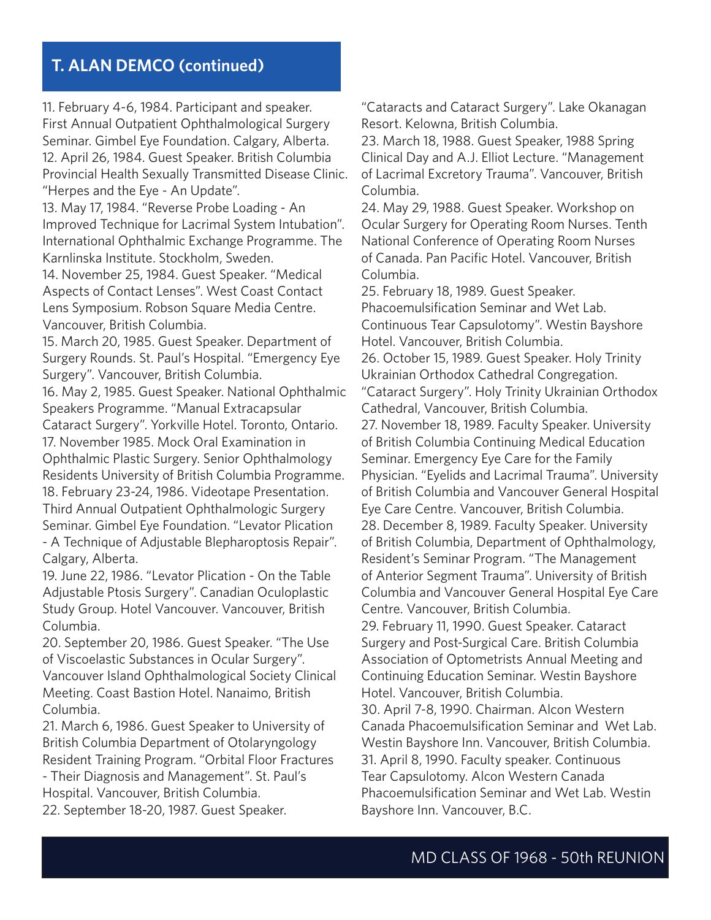## T. ALAN DEMCO (continued)

11. February 4-6, 1984. Participant and speaker. First Annual Outpatient Ophthalmological Surgery Seminar. Gimbel Eye Foundation. Calgary, Alberta.
12. April 26, 1984. Guest Speaker. British Columbia Provincial Health Sexually Transmitted Disease Clinic. "Herpes and the Eye - An Update".
13. May 17, 1984. "Reverse Probe Loading - An Improved Technique for Lacrimal System Intubation". International Ophthalmic Exchange Programme. The Karnlinska Institute. Stockholm, Sweden.
14. November 25, 1984. Guest Speaker. "Medical Aspects of Contact Lenses". West Coast Contact Lens Symposium. Robson Square Media Centre. Vancouver, British Columbia.
15. March 20, 1985. Guest Speaker. Department of Surgery Rounds. St. Paul's Hospital. "Emergency Eye Surgery". Vancouver, British Columbia.
16. May 2, 1985. Guest Speaker. National Ophthalmic Speakers Programme. "Manual Extracapsular Cataract Surgery". Yorkville Hotel. Toronto, Ontario.
17. November 1985. Mock Oral Examination in Ophthalmic Plastic Surgery. Senior Ophthalmology Residents University of British Columbia Programme.
18. February 23-24, 1986. Videotape Presentation. Third Annual Outpatient Ophthalmologic Surgery Seminar. Gimbel Eye Foundation. "Levator Plication - A Technique of Adjustable Blepharoptosis Repair". Calgary, Alberta.
19. June 22, 1986. "Levator Plication - On the Table Adjustable Ptosis Surgery". Canadian Oculoplastic Study Group. Hotel Vancouver. Vancouver, British Columbia.
20. September 20, 1986. Guest Speaker. "The Use of Viscoelastic Substances in Ocular Surgery". Vancouver Island Ophthalmological Society Clinical Meeting. Coast Bastion Hotel. Nanaimo, British Columbia.
21. March 6, 1986. Guest Speaker to University of British Columbia Department of Otolaryngology Resident Training Program. "Orbital Floor Fractures - Their Diagnosis and Management". St. Paul's Hospital. Vancouver, British Columbia.
22. September 18-20, 1987. Guest Speaker. "Cataracts and Cataract Surgery". Lake Okanagan Resort. Kelowna, British Columbia.
23. March 18, 1988. Guest Speaker, 1988 Spring Clinical Day and A.J. Elliot Lecture. "Management of Lacrimal Excretory Trauma". Vancouver, British Columbia.
24. May 29, 1988. Guest Speaker. Workshop on Ocular Surgery for Operating Room Nurses. Tenth National Conference of Operating Room Nurses of Canada. Pan Pacific Hotel. Vancouver, British Columbia.
25. February 18, 1989. Guest Speaker. Phacoemulsification Seminar and Wet Lab. Continuous Tear Capsulotomy". Westin Bayshore Hotel. Vancouver, British Columbia.
26. October 15, 1989. Guest Speaker. Holy Trinity Ukrainian Orthodox Cathedral Congregation. "Cataract Surgery". Holy Trinity Ukrainian Orthodox Cathedral, Vancouver, British Columbia.
27. November 18, 1989. Faculty Speaker. University of British Columbia Continuing Medical Education Seminar. Emergency Eye Care for the Family Physician. "Eyelids and Lacrimal Trauma". University of British Columbia and Vancouver General Hospital Eye Care Centre. Vancouver, British Columbia.
28. December 8, 1989. Faculty Speaker. University of British Columbia, Department of Ophthalmology, Resident's Seminar Program. "The Management of Anterior Segment Trauma". University of British Columbia and Vancouver General Hospital Eye Care Centre. Vancouver, British Columbia.
29. February 11, 1990. Guest Speaker. Cataract Surgery and Post-Surgical Care. British Columbia Association of Optometrists Annual Meeting and Continuing Education Seminar. Westin Bayshore Hotel. Vancouver, British Columbia.
30. April 7-8, 1990. Chairman. Alcon Western Canada Phacoemulsification Seminar and Wet Lab. Westin Bayshore Inn. Vancouver, British Columbia.
31. April 8, 1990. Faculty speaker. Continuous Tear Capsulotomy. Alcon Western Canada Phacoemulsification Seminar and Wet Lab. Westin Bayshore Inn. Vancouver, B.C.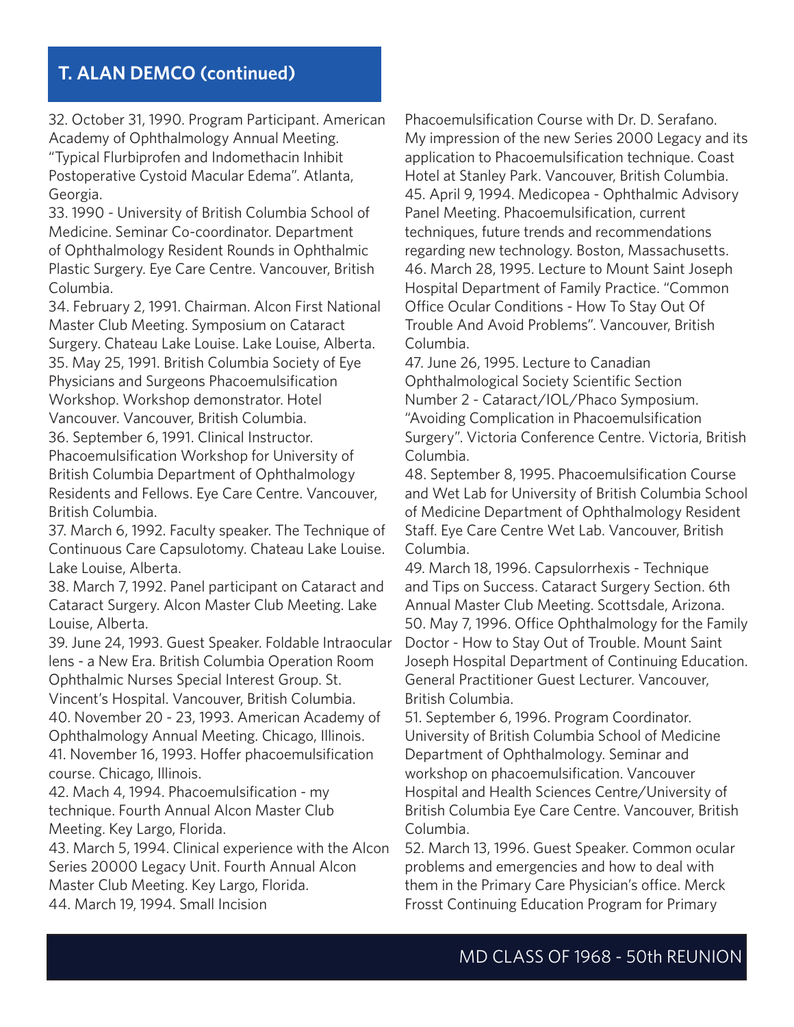## T. ALAN DEMCO (continued)

32. October 31, 1990. Program Participant. American Academy of Ophthalmology Annual Meeting. "Typical Flurbiprofen and Indomethacin Inhibit Postoperative Cystoid Macular Edema". Atlanta, Georgia.
33. 1990 - University of British Columbia School of Medicine. Seminar Co-coordinator. Department of Ophthalmology Resident Rounds in Ophthalmic Plastic Surgery. Eye Care Centre. Vancouver, British Columbia.
34. February 2, 1991. Chairman. Alcon First National Master Club Meeting. Symposium on Cataract Surgery. Chateau Lake Louise. Lake Louise, Alberta.
35. May 25, 1991. British Columbia Society of Eye Physicians and Surgeons Phacoemulsification Workshop. Workshop demonstrator. Hotel Vancouver. Vancouver, British Columbia.
36. September 6, 1991. Clinical Instructor. Phacoemulsification Workshop for University of British Columbia Department of Ophthalmology Residents and Fellows. Eye Care Centre. Vancouver, British Columbia.
37. March 6, 1992. Faculty speaker. The Technique of Continuous Care Capsulotomy. Chateau Lake Louise. Lake Louise, Alberta.
38. March 7, 1992. Panel participant on Cataract and Cataract Surgery. Alcon Master Club Meeting. Lake Louise, Alberta.
39. June 24, 1993. Guest Speaker. Foldable Intraocular lens - a New Era. British Columbia Operation Room Ophthalmic Nurses Special Interest Group. St. Vincent's Hospital. Vancouver, British Columbia.
40. November 20 - 23, 1993. American Academy of Ophthalmology Annual Meeting. Chicago, Illinois.
41. November 16, 1993. Hoffer phacoemulsification course. Chicago, Illinois.
42. Mach 4, 1994. Phacoemulsification - my technique. Fourth Annual Alcon Master Club Meeting. Key Largo, Florida.
43. March 5, 1994. Clinical experience with the Alcon Series 20000 Legacy Unit. Fourth Annual Alcon Master Club Meeting. Key Largo, Florida.
44. March 19, 1994. Small Incision Phacoemulsification Course with Dr. D. Serafano. My impression of the new Series 2000 Legacy and its application to Phacoemulsification technique. Coast Hotel at Stanley Park. Vancouver, British Columbia.
45. April 9, 1994. Medicopea - Ophthalmic Advisory Panel Meeting. Phacoemulsification, current techniques, future trends and recommendations regarding new technology. Boston, Massachusetts.
46. March 28, 1995. Lecture to Mount Saint Joseph Hospital Department of Family Practice. "Common Office Ocular Conditions - How To Stay Out Of Trouble And Avoid Problems". Vancouver, British Columbia.
47. June 26, 1995. Lecture to Canadian Ophthalmological Society Scientific Section Number 2 - Cataract/IOL/Phaco Symposium. "Avoiding Complication in Phacoemulsification Surgery". Victoria Conference Centre. Victoria, British Columbia.
48. September 8, 1995. Phacoemulsification Course and Wet Lab for University of British Columbia School of Medicine Department of Ophthalmology Resident Staff. Eye Care Centre Wet Lab. Vancouver, British Columbia.
49. March 18, 1996. Capsulorrhexis - Technique and Tips on Success. Cataract Surgery Section. 6th Annual Master Club Meeting. Scottsdale, Arizona.
50. May 7, 1996. Office Ophthalmology for the Family Doctor - How to Stay Out of Trouble. Mount Saint Joseph Hospital Department of Continuing Education. General Practitioner Guest Lecturer. Vancouver, British Columbia.
51. September 6, 1996. Program Coordinator. University of British Columbia School of Medicine Department of Ophthalmology. Seminar and workshop on phacoemulsification. Vancouver Hospital and Health Sciences Centre/University of British Columbia Eye Care Centre. Vancouver, British Columbia.
52. March 13, 1996. Guest Speaker. Common ocular problems and emergencies and how to deal with them in the Primary Care Physician's office. Merck Frosst Continuing Education Program for Primary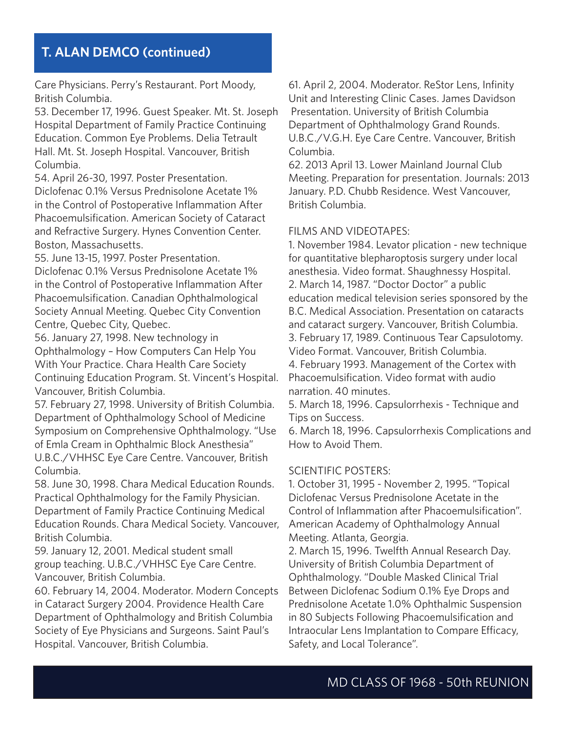## T. ALAN DEMCO (continued)

Care Physicians. Perry's Restaurant. Port Moody, British Columbia.

53. December 17, 1996. Guest Speaker. Mt. St. Joseph Hospital Department of Family Practice Continuing Education. Common Eye Problems. Delia Tetrault Hall. Mt. St. Joseph Hospital. Vancouver, British Columbia.

54. April 26-30, 1997. Poster Presentation. Diclofenac 0.1% Versus Prednisolone Acetate 1% in the Control of Postoperative Inflammation After Phacoemulsification. American Society of Cataract and Refractive Surgery. Hynes Convention Center. Boston, Massachusetts.

55. June 13-15, 1997. Poster Presentation. Diclofenac 0.1% Versus Prednisolone Acetate 1% in the Control of Postoperative Inflammation After Phacoemulsification. Canadian Ophthalmological Society Annual Meeting. Quebec City Convention Centre, Quebec City, Quebec.

56. January 27, 1998. New technology in Ophthalmology – How Computers Can Help You With Your Practice. Chara Health Care Society Continuing Education Program. St. Vincent's Hospital. Vancouver, British Columbia.

57. February 27, 1998. University of British Columbia. Department of Ophthalmology School of Medicine Symposium on Comprehensive Ophthalmology. "Use of Emla Cream in Ophthalmic Block Anesthesia" U.B.C./VHHSC Eye Care Centre. Vancouver, British Columbia.

58. June 30, 1998. Chara Medical Education Rounds. Practical Ophthalmology for the Family Physician. Department of Family Practice Continuing Medical Education Rounds. Chara Medical Society. Vancouver, British Columbia.

59. January 12, 2001. Medical student small group teaching. U.B.C./VHHSC Eye Care Centre. Vancouver, British Columbia.

60. February 14, 2004. Moderator. Modern Concepts in Cataract Surgery 2004. Providence Health Care Department of Ophthalmology and British Columbia Society of Eye Physicians and Surgeons. Saint Paul's Hospital. Vancouver, British Columbia.

61. April 2, 2004. Moderator. ReStor Lens, Infinity Unit and Interesting Clinic Cases. James Davidson Presentation. University of British Columbia Department of Ophthalmology Grand Rounds. U.B.C./V.G.H. Eye Care Centre. Vancouver, British Columbia.

62. 2013 April 13. Lower Mainland Journal Club Meeting. Preparation for presentation. Journals: 2013 January. P.D. Chubb Residence. West Vancouver, British Columbia.

FILMS AND VIDEOTAPES:

1. November 1984. Levator plication - new technique for quantitative blepharoptosis surgery under local anesthesia. Video format. Shaughnessy Hospital.
2. March 14, 1987. "Doctor Doctor" a public education medical television series sponsored by the B.C. Medical Association. Presentation on cataracts and cataract surgery. Vancouver, British Columbia.
3. February 17, 1989. Continuous Tear Capsulotomy. Video Format. Vancouver, British Columbia.
4. February 1993. Management of the Cortex with Phacoemulsification. Video format with audio narration. 40 minutes.
5. March 18, 1996. Capsulorrhexis - Technique and Tips on Success.
6. March 18, 1996. Capsulorrhexis Complications and How to Avoid Them.

SCIENTIFIC POSTERS:

1. October 31, 1995 - November 2, 1995. "Topical Diclofenac Versus Prednisolone Acetate in the Control of Inflammation after Phacoemulsification". American Academy of Ophthalmology Annual Meeting. Atlanta, Georgia.
2. March 15, 1996. Twelfth Annual Research Day. University of British Columbia Department of Ophthalmology. "Double Masked Clinical Trial Between Diclofenac Sodium 0.1% Eye Drops and Prednisolone Acetate 1.0% Ophthalmic Suspension in 80 Subjects Following Phacoemulsification and Intraocular Lens Implantation to Compare Efficacy, Safety, and Local Tolerance".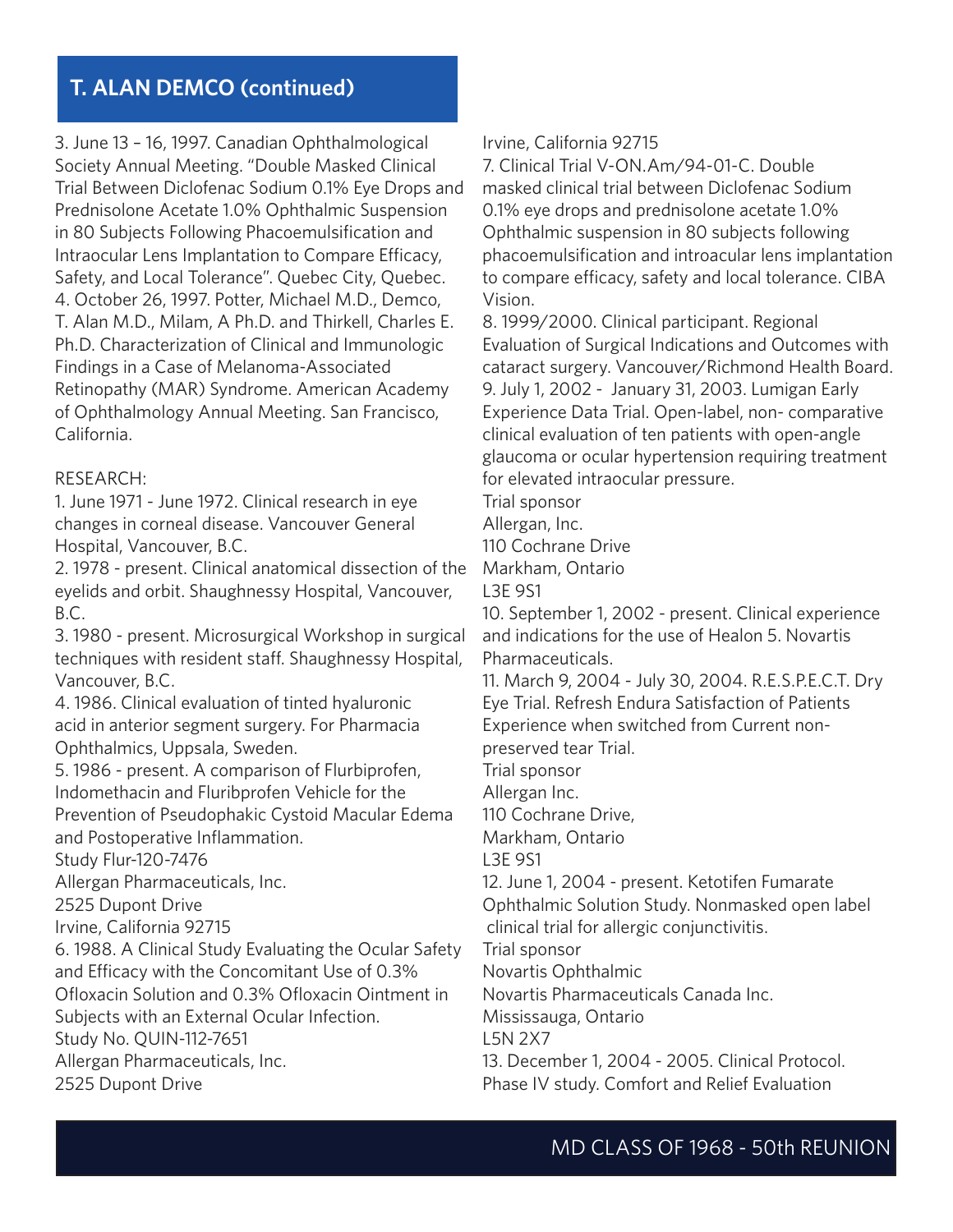## T. ALAN DEMCO (continued)

3. June 13 – 16, 1997. Canadian Ophthalmological Society Annual Meeting. "Double Masked Clinical Trial Between Diclofenac Sodium 0.1% Eye Drops and Prednisolone Acetate 1.0% Ophthalmic Suspension in 80 Subjects Following Phacoemulsification and Intraocular Lens Implantation to Compare Efficacy, Safety, and Local Tolerance". Quebec City, Quebec.
4. October 26, 1997. Potter, Michael M.D., Demco, T. Alan M.D., Milam, A Ph.D. and Thirkell, Charles E. Ph.D. Characterization of Clinical and Immunologic Findings in a Case of Melanoma-Associated Retinopathy (MAR) Syndrome. American Academy of Ophthalmology Annual Meeting. San Francisco, California.

RESEARCH:

1. June 1971 - June 1972. Clinical research in eye changes in corneal disease. Vancouver General Hospital, Vancouver, B.C.
2. 1978 - present. Clinical anatomical dissection of the eyelids and orbit. Shaughnessy Hospital, Vancouver, B.C.
3. 1980 - present. Microsurgical Workshop in surgical techniques with resident staff. Shaughnessy Hospital, Vancouver, B.C.
4. 1986. Clinical evaluation of tinted hyaluronic acid in anterior segment surgery. For Pharmacia Ophthalmics, Uppsala, Sweden.
5. 1986 - present. A comparison of Flurbiprofen, Indomethacin and Fluribprofen Vehicle for the Prevention of Pseudophakic Cystoid Macular Edema and Postoperative Inflammation.
Study Flur-120-7476
Allergan Pharmaceuticals, Inc.
2525 Dupont Drive
Irvine, California 92715
6. 1988. A Clinical Study Evaluating the Ocular Safety and Efficacy with the Concomitant Use of 0.3% Ofloxacin Solution and 0.3% Ofloxacin Ointment in Subjects with an External Ocular Infection.
Study No. QUIN-112-7651
Allergan Pharmaceuticals, Inc.
2525 Dupont Drive
Irvine, California 92715
7. Clinical Trial V-ON.Am/94-01-C. Double masked clinical trial between Diclofenac Sodium 0.1% eye drops and prednisolone acetate 1.0% Ophthalmic suspension in 80 subjects following phacoemulsification and introacular lens implantation to compare efficacy, safety and local tolerance. CIBA Vision.
8. 1999/2000. Clinical participant. Regional Evaluation of Surgical Indications and Outcomes with cataract surgery. Vancouver/Richmond Health Board.
9. July 1, 2002 - January 31, 2003. Lumigan Early Experience Data Trial. Open-label, non- comparative clinical evaluation of ten patients with open-angle glaucoma or ocular hypertension requiring treatment for elevated intraocular pressure.
Trial sponsor
Allergan, Inc.
110 Cochrane Drive
Markham, Ontario
L3E 9S1
10. September 1, 2002 - present. Clinical experience and indications for the use of Healon 5. Novartis Pharmaceuticals.
11. March 9, 2004 - July 30, 2004. R.E.S.P.E.C.T. Dry Eye Trial. Refresh Endura Satisfaction of Patients Experience when switched from Current non-preserved tear Trial.
Trial sponsor
Allergan Inc.
110 Cochrane Drive,
Markham, Ontario
L3E 9S1
12. June 1, 2004 - present. Ketotifen Fumarate Ophthalmic Solution Study. Nonmasked open label clinical trial for allergic conjunctivitis.
Trial sponsor
Novartis Ophthalmic
Novartis Pharmaceuticals Canada Inc.
Mississauga, Ontario
L5N 2X7
13. December 1, 2004 - 2005. Clinical Protocol. Phase IV study. Comfort and Relief Evaluation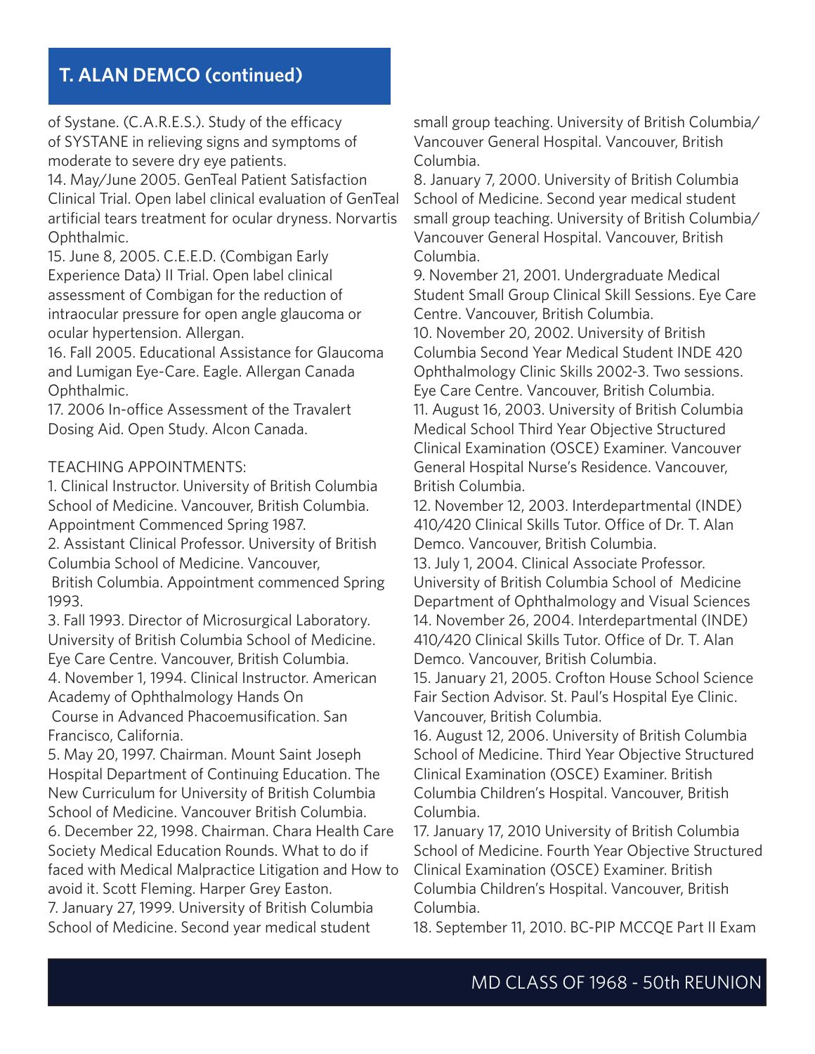## T. ALAN DEMCO (continued)

of Systane. (C.A.R.E.S.). Study of the efficacy of SYSTANE in relieving signs and symptoms of moderate to severe dry eye patients.

14. May/June 2005. GenTeal Patient Satisfaction Clinical Trial. Open label clinical evaluation of GenTeal artificial tears treatment for ocular dryness. Norvartis Ophthalmic.

15. June 8, 2005. C.E.E.D. (Combigan Early Experience Data) II Trial. Open label clinical assessment of Combigan for the reduction of intraocular pressure for open angle glaucoma or ocular hypertension. Allergan.

16. Fall 2005. Educational Assistance for Glaucoma and Lumigan Eye-Care. Eagle. Allergan Canada Ophthalmic.

17. 2006 In-office Assessment of the Travalert Dosing Aid. Open Study. Alcon Canada.

TEACHING APPOINTMENTS:

1. Clinical Instructor. University of British Columbia School of Medicine. Vancouver, British Columbia. Appointment Commenced Spring 1987.

2. Assistant Clinical Professor. University of British Columbia School of Medicine. Vancouver, British Columbia. Appointment commenced Spring 1993.

3. Fall 1993. Director of Microsurgical Laboratory. University of British Columbia School of Medicine. Eye Care Centre. Vancouver, British Columbia.

4. November 1, 1994. Clinical Instructor. American Academy of Ophthalmology Hands On Course in Advanced Phacoemusification. San Francisco, California.

5. May 20, 1997. Chairman. Mount Saint Joseph Hospital Department of Continuing Education. The New Curriculum for University of British Columbia School of Medicine. Vancouver British Columbia.

6. December 22, 1998. Chairman. Chara Health Care Society Medical Education Rounds. What to do if faced with Medical Malpractice Litigation and How to avoid it. Scott Fleming. Harper Grey Easton.

7. January 27, 1999. University of British Columbia School of Medicine. Second year medical student small group teaching. University of British Columbia/ Vancouver General Hospital. Vancouver, British Columbia.

8. January 7, 2000. University of British Columbia School of Medicine. Second year medical student small group teaching. University of British Columbia/ Vancouver General Hospital. Vancouver, British Columbia.

9. November 21, 2001. Undergraduate Medical Student Small Group Clinical Skill Sessions. Eye Care Centre. Vancouver, British Columbia.

10. November 20, 2002. University of British Columbia Second Year Medical Student INDE 420 Ophthalmology Clinic Skills 2002-3. Two sessions. Eye Care Centre. Vancouver, British Columbia.

11. August 16, 2003. University of British Columbia Medical School Third Year Objective Structured Clinical Examination (OSCE) Examiner. Vancouver General Hospital Nurse's Residence. Vancouver, British Columbia.

12. November 12, 2003. Interdepartmental (INDE) 410/420 Clinical Skills Tutor. Office of Dr. T. Alan Demco. Vancouver, British Columbia.

13. July 1, 2004. Clinical Associate Professor. University of British Columbia School of Medicine Department of Ophthalmology and Visual Sciences

14. November 26, 2004. Interdepartmental (INDE) 410/420 Clinical Skills Tutor. Office of Dr. T. Alan Demco. Vancouver, British Columbia.

15. January 21, 2005. Crofton House School Science Fair Section Advisor. St. Paul's Hospital Eye Clinic. Vancouver, British Columbia.

16. August 12, 2006. University of British Columbia School of Medicine. Third Year Objective Structured Clinical Examination (OSCE) Examiner. British Columbia Children's Hospital. Vancouver, British Columbia.

17. January 17, 2010 University of British Columbia School of Medicine. Fourth Year Objective Structured Clinical Examination (OSCE) Examiner. British Columbia Children's Hospital. Vancouver, British Columbia.

18. September 11, 2010. BC-PIP MCCQE Part II Exam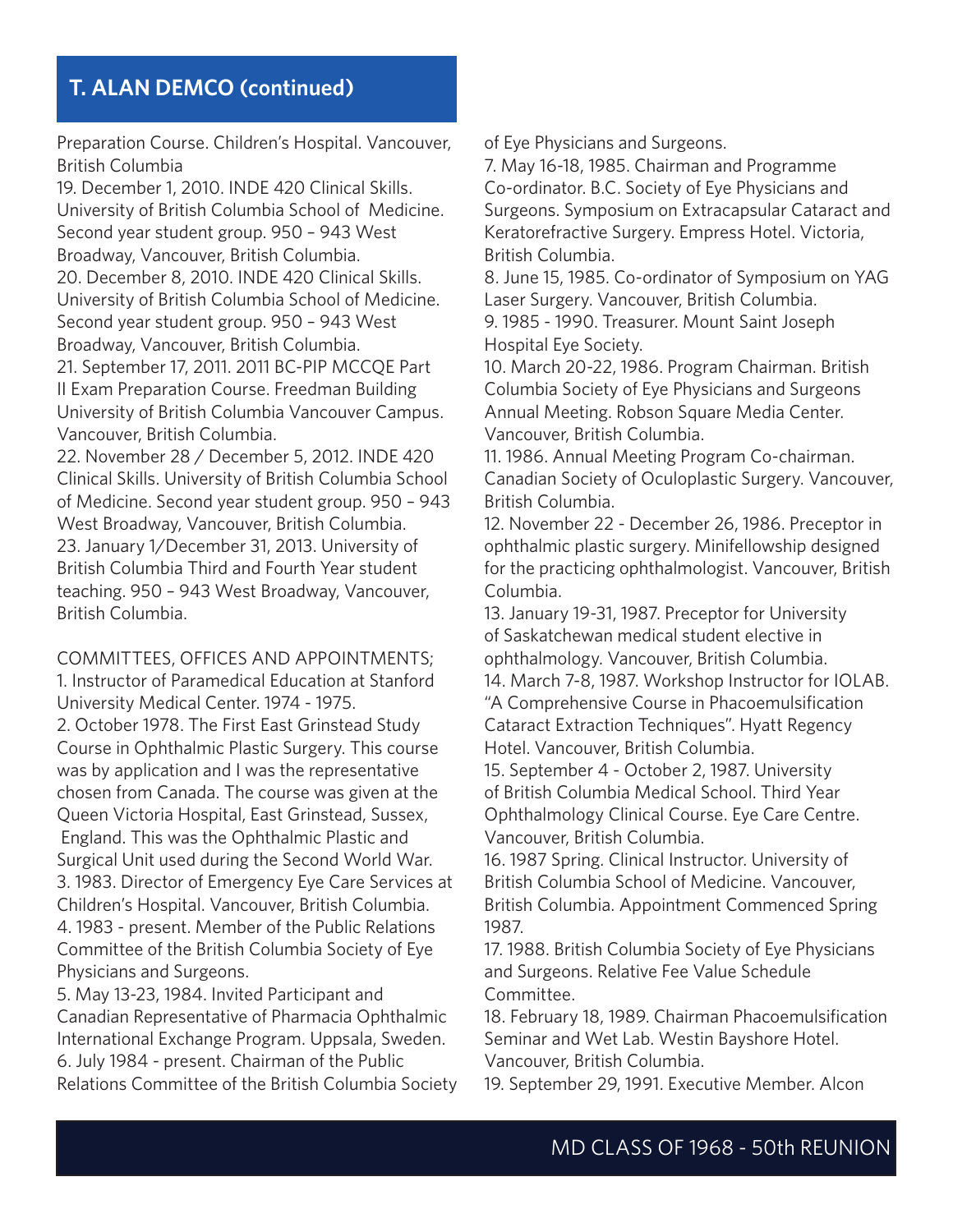## T. ALAN DEMCO (continued)

Preparation Course. Children's Hospital. Vancouver, British Columbia

19. December 1, 2010. INDE 420 Clinical Skills. University of British Columbia School of Medicine. Second year student group. 950 – 943 West Broadway, Vancouver, British Columbia.
20. December 8, 2010. INDE 420 Clinical Skills. University of British Columbia School of Medicine. Second year student group. 950 – 943 West Broadway, Vancouver, British Columbia.
21. September 17, 2011. 2011 BC-PIP MCCQE Part II Exam Preparation Course. Freedman Building University of British Columbia Vancouver Campus. Vancouver, British Columbia.
22. November 28 / December 5, 2012. INDE 420 Clinical Skills. University of British Columbia School of Medicine. Second year student group. 950 – 943 West Broadway, Vancouver, British Columbia.
23. January 1/December 31, 2013. University of British Columbia Third and Fourth Year student teaching. 950 – 943 West Broadway, Vancouver, British Columbia.

COMMITTEES, OFFICES AND APPOINTMENTS;

1. Instructor of Paramedical Education at Stanford University Medical Center. 1974 - 1975.
2. October 1978. The First East Grinstead Study Course in Ophthalmic Plastic Surgery. This course was by application and I was the representative chosen from Canada. The course was given at the Queen Victoria Hospital, East Grinstead, Sussex, England. This was the Ophthalmic Plastic and Surgical Unit used during the Second World War.
3. 1983. Director of Emergency Eye Care Services at Children's Hospital. Vancouver, British Columbia.
4. 1983 - present. Member of the Public Relations Committee of the British Columbia Society of Eye Physicians and Surgeons.
5. May 13-23, 1984. Invited Participant and Canadian Representative of Pharmacia Ophthalmic International Exchange Program. Uppsala, Sweden.
6. July 1984 - present. Chairman of the Public Relations Committee of the British Columbia Society of Eye Physicians and Surgeons.
7. May 16-18, 1985. Chairman and Programme Co-ordinator. B.C. Society of Eye Physicians and Surgeons. Symposium on Extracapsular Cataract and Keratorefractive Surgery. Empress Hotel. Victoria, British Columbia.
8. June 15, 1985. Co-ordinator of Symposium on YAG Laser Surgery. Vancouver, British Columbia.
9. 1985 - 1990. Treasurer. Mount Saint Joseph Hospital Eye Society.
10. March 20-22, 1986. Program Chairman. British Columbia Society of Eye Physicians and Surgeons Annual Meeting. Robson Square Media Center. Vancouver, British Columbia.
11. 1986. Annual Meeting Program Co-chairman. Canadian Society of Oculoplastic Surgery. Vancouver, British Columbia.
12. November 22 - December 26, 1986. Preceptor in ophthalmic plastic surgery. Minifellowship designed for the practicing ophthalmologist. Vancouver, British Columbia.
13. January 19-31, 1987. Preceptor for University of Saskatchewan medical student elective in ophthalmology. Vancouver, British Columbia.
14. March 7-8, 1987. Workshop Instructor for IOLAB. "A Comprehensive Course in Phacoemulsification Cataract Extraction Techniques". Hyatt Regency Hotel. Vancouver, British Columbia.
15. September 4 - October 2, 1987. University of British Columbia Medical School. Third Year Ophthalmology Clinical Course. Eye Care Centre. Vancouver, British Columbia.
16. 1987 Spring. Clinical Instructor. University of British Columbia School of Medicine. Vancouver, British Columbia. Appointment Commenced Spring 1987.
17. 1988. British Columbia Society of Eye Physicians and Surgeons. Relative Fee Value Schedule Committee.
18. February 18, 1989. Chairman Phacoemulsification Seminar and Wet Lab. Westin Bayshore Hotel. Vancouver, British Columbia.
19. September 29, 1991. Executive Member. Alcon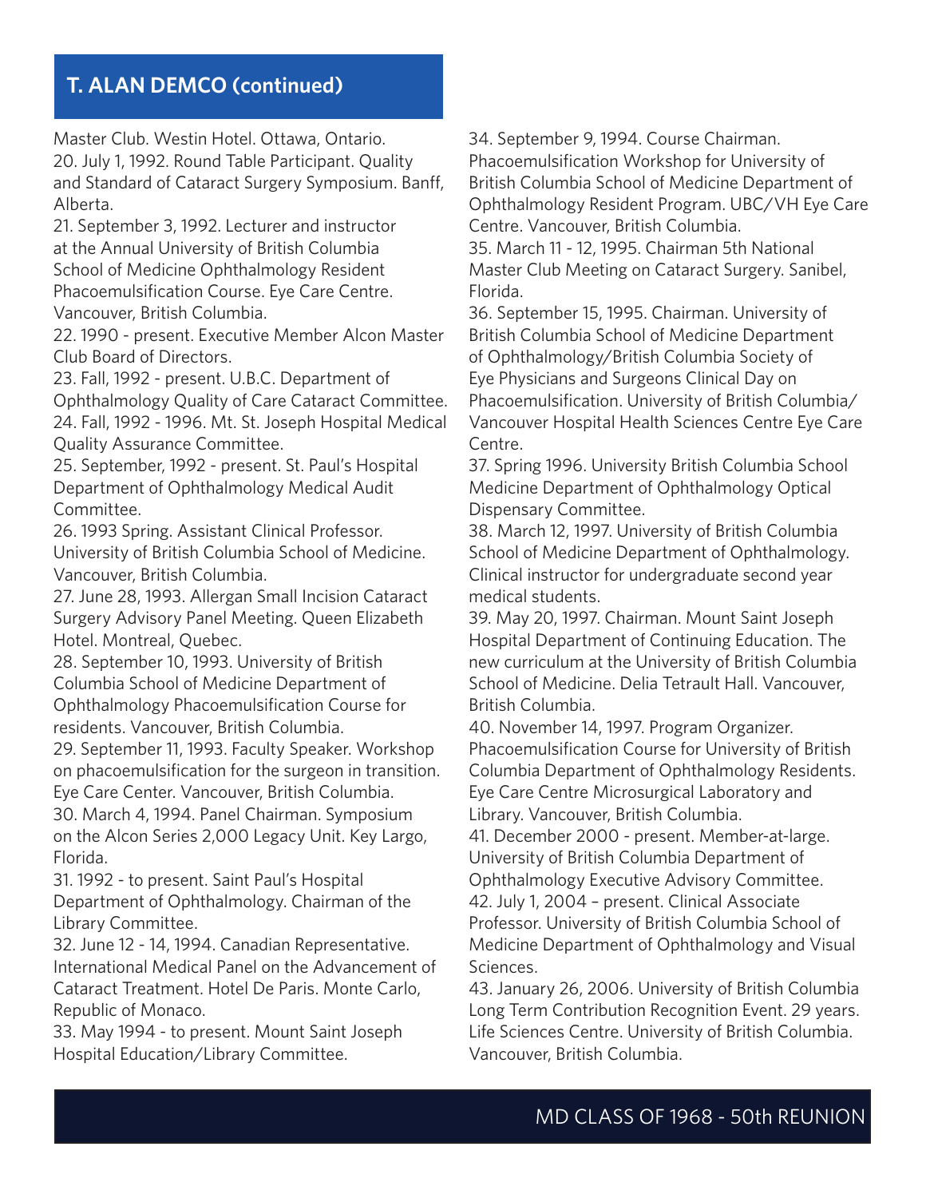## T. ALAN DEMCO (continued)

Master Club. Westin Hotel. Ottawa, Ontario.

20. July 1, 1992. Round Table Participant. Quality and Standard of Cataract Surgery Symposium. Banff, Alberta.
21. September 3, 1992. Lecturer and instructor at the Annual University of British Columbia School of Medicine Ophthalmology Resident Phacoemulsification Course. Eye Care Centre. Vancouver, British Columbia.
22. 1990 - present. Executive Member Alcon Master Club Board of Directors.
23. Fall, 1992 - present. U.B.C. Department of Ophthalmology Quality of Care Cataract Committee.
24. Fall, 1992 - 1996. Mt. St. Joseph Hospital Medical Quality Assurance Committee.
25. September, 1992 - present. St. Paul's Hospital Department of Ophthalmology Medical Audit Committee.
26. 1993 Spring. Assistant Clinical Professor. University of British Columbia School of Medicine. Vancouver, British Columbia.
27. June 28, 1993. Allergan Small Incision Cataract Surgery Advisory Panel Meeting. Queen Elizabeth Hotel. Montreal, Quebec.
28. September 10, 1993. University of British Columbia School of Medicine Department of Ophthalmology Phacoemulsification Course for residents. Vancouver, British Columbia.
29. September 11, 1993. Faculty Speaker. Workshop on phacoemulsification for the surgeon in transition. Eye Care Center. Vancouver, British Columbia.
30. March 4, 1994. Panel Chairman. Symposium on the Alcon Series 2,000 Legacy Unit. Key Largo, Florida.
31. 1992 - to present. Saint Paul's Hospital Department of Ophthalmology. Chairman of the Library Committee.
32. June 12 - 14, 1994. Canadian Representative. International Medical Panel on the Advancement of Cataract Treatment. Hotel De Paris. Monte Carlo, Republic of Monaco.
33. May 1994 - to present. Mount Saint Joseph Hospital Education/Library Committee.
34. September 9, 1994. Course Chairman. Phacoemulsification Workshop for University of British Columbia School of Medicine Department of Ophthalmology Resident Program. UBC/VH Eye Care Centre. Vancouver, British Columbia.
35. March 11 - 12, 1995. Chairman 5th National Master Club Meeting on Cataract Surgery. Sanibel, Florida.
36. September 15, 1995. Chairman. University of British Columbia School of Medicine Department of Ophthalmology/British Columbia Society of Eye Physicians and Surgeons Clinical Day on Phacoemulsification. University of British Columbia/ Vancouver Hospital Health Sciences Centre Eye Care Centre.
37. Spring 1996. University British Columbia School Medicine Department of Ophthalmology Optical Dispensary Committee.
38. March 12, 1997. University of British Columbia School of Medicine Department of Ophthalmology. Clinical instructor for undergraduate second year medical students.
39. May 20, 1997. Chairman. Mount Saint Joseph Hospital Department of Continuing Education. The new curriculum at the University of British Columbia School of Medicine. Delia Tetrault Hall. Vancouver, British Columbia.
40. November 14, 1997. Program Organizer. Phacoemulsification Course for University of British Columbia Department of Ophthalmology Residents. Eye Care Centre Microsurgical Laboratory and Library. Vancouver, British Columbia.
41. December 2000 - present. Member-at-large. University of British Columbia Department of Ophthalmology Executive Advisory Committee.
42. July 1, 2004 – present. Clinical Associate Professor. University of British Columbia School of Medicine Department of Ophthalmology and Visual Sciences.
43. January 26, 2006. University of British Columbia Long Term Contribution Recognition Event. 29 years. Life Sciences Centre. University of British Columbia. Vancouver, British Columbia.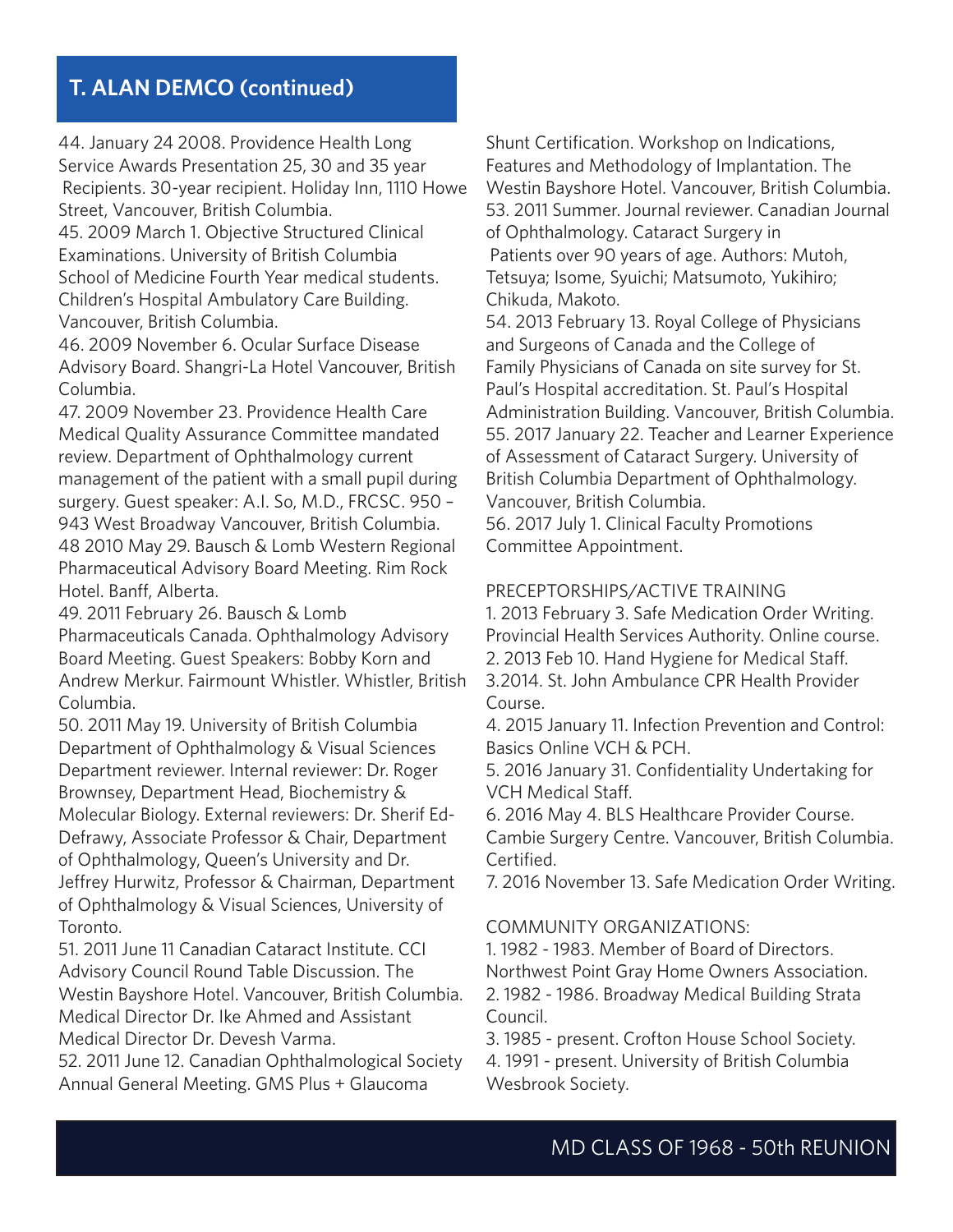## T. ALAN DEMCO (continued)

44. January 24 2008. Providence Health Long Service Awards Presentation 25, 30 and 35 year Recipients. 30-year recipient. Holiday Inn, 1110 Howe Street, Vancouver, British Columbia.
45. 2009 March 1. Objective Structured Clinical Examinations. University of British Columbia School of Medicine Fourth Year medical students. Children's Hospital Ambulatory Care Building. Vancouver, British Columbia.
46. 2009 November 6. Ocular Surface Disease Advisory Board. Shangri-La Hotel Vancouver, British Columbia.
47. 2009 November 23. Providence Health Care Medical Quality Assurance Committee mandated review. Department of Ophthalmology current management of the patient with a small pupil during surgery. Guest speaker: A.I. So, M.D., FRCSC. 950 – 943 West Broadway Vancouver, British Columbia.
48 2010 May 29. Bausch & Lomb Western Regional Pharmaceutical Advisory Board Meeting. Rim Rock Hotel. Banff, Alberta.
49. 2011 February 26. Bausch & Lomb Pharmaceuticals Canada. Ophthalmology Advisory Board Meeting. Guest Speakers: Bobby Korn and Andrew Merkur. Fairmount Whistler. Whistler, British Columbia.
50. 2011 May 19. University of British Columbia Department of Ophthalmology & Visual Sciences Department reviewer. Internal reviewer: Dr. Roger Brownsey, Department Head, Biochemistry & Molecular Biology. External reviewers: Dr. Sherif Ed-Defrawy, Associate Professor & Chair, Department of Ophthalmology, Queen's University and Dr. Jeffrey Hurwitz, Professor & Chairman, Department of Ophthalmology & Visual Sciences, University of Toronto.
51. 2011 June 11 Canadian Cataract Institute. CCI Advisory Council Round Table Discussion. The Westin Bayshore Hotel. Vancouver, British Columbia. Medical Director Dr. Ike Ahmed and Assistant Medical Director Dr. Devesh Varma.
52. 2011 June 12. Canadian Ophthalmological Society Annual General Meeting. GMS Plus + Glaucoma Shunt Certification. Workshop on Indications, Features and Methodology of Implantation. The Westin Bayshore Hotel. Vancouver, British Columbia.
53. 2011 Summer. Journal reviewer. Canadian Journal of Ophthalmology. Cataract Surgery in Patients over 90 years of age. Authors: Mutoh, Tetsuya; Isome, Syuichi; Matsumoto, Yukihiro; Chikuda, Makoto.
54. 2013 February 13. Royal College of Physicians and Surgeons of Canada and the College of Family Physicians of Canada on site survey for St. Paul's Hospital accreditation. St. Paul's Hospital Administration Building. Vancouver, British Columbia.
55. 2017 January 22. Teacher and Learner Experience of Assessment of Cataract Surgery. University of British Columbia Department of Ophthalmology. Vancouver, British Columbia.
56. 2017 July 1. Clinical Faculty Promotions Committee Appointment.

PRECEPTORSHIPS/ACTIVE TRAINING

1. 2013 February 3. Safe Medication Order Writing. Provincial Health Services Authority. Online course.
2. 2013 Feb 10. Hand Hygiene for Medical Staff.
3.2014. St. John Ambulance CPR Health Provider Course.
4. 2015 January 11. Infection Prevention and Control: Basics Online VCH & PCH.
5. 2016 January 31. Confidentiality Undertaking for VCH Medical Staff.
6. 2016 May 4. BLS Healthcare Provider Course. Cambie Surgery Centre. Vancouver, British Columbia. Certified.
7. 2016 November 13. Safe Medication Order Writing.

COMMUNITY ORGANIZATIONS:

1. 1982 - 1983. Member of Board of Directors. Northwest Point Gray Home Owners Association.
2. 1982 - 1986. Broadway Medical Building Strata Council.
3. 1985 - present. Crofton House School Society.
4. 1991 - present. University of British Columbia Wesbrook Society.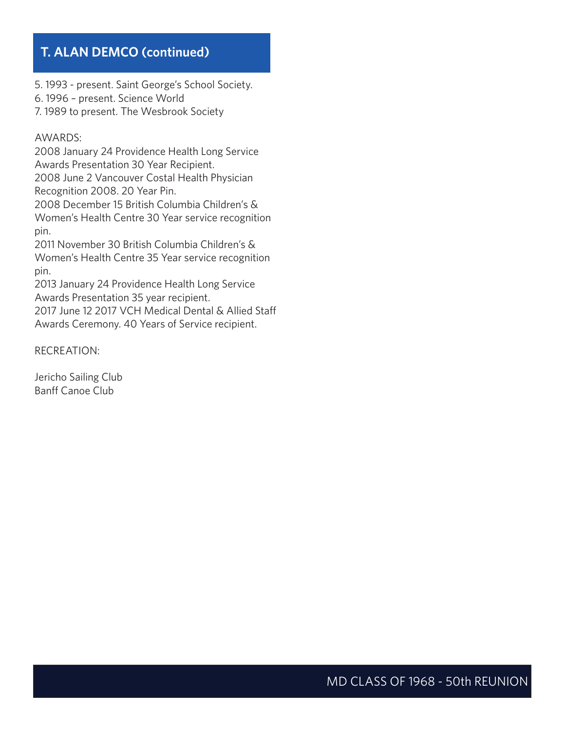## T. ALAN DEMCO (continued)

5. 1993 - present. Saint George's School Society.
6. 1996 – present. Science World
7. 1989 to present. The Wesbrook Society

AWARDS:

2008 January 24 Providence Health Long Service Awards Presentation 30 Year Recipient.
2008 June 2 Vancouver Costal Health Physician Recognition 2008. 20 Year Pin.
2008 December 15 British Columbia Children's & Women's Health Centre 30 Year service recognition pin.
2011 November 30 British Columbia Children's & Women's Health Centre 35 Year service recognition pin.
2013 January 24 Providence Health Long Service Awards Presentation 35 year recipient.
2017 June 12 2017 VCH Medical Dental & Allied Staff Awards Ceremony. 40 Years of Service recipient.

RECREATION:

Jericho Sailing Club
Banff Canoe Club